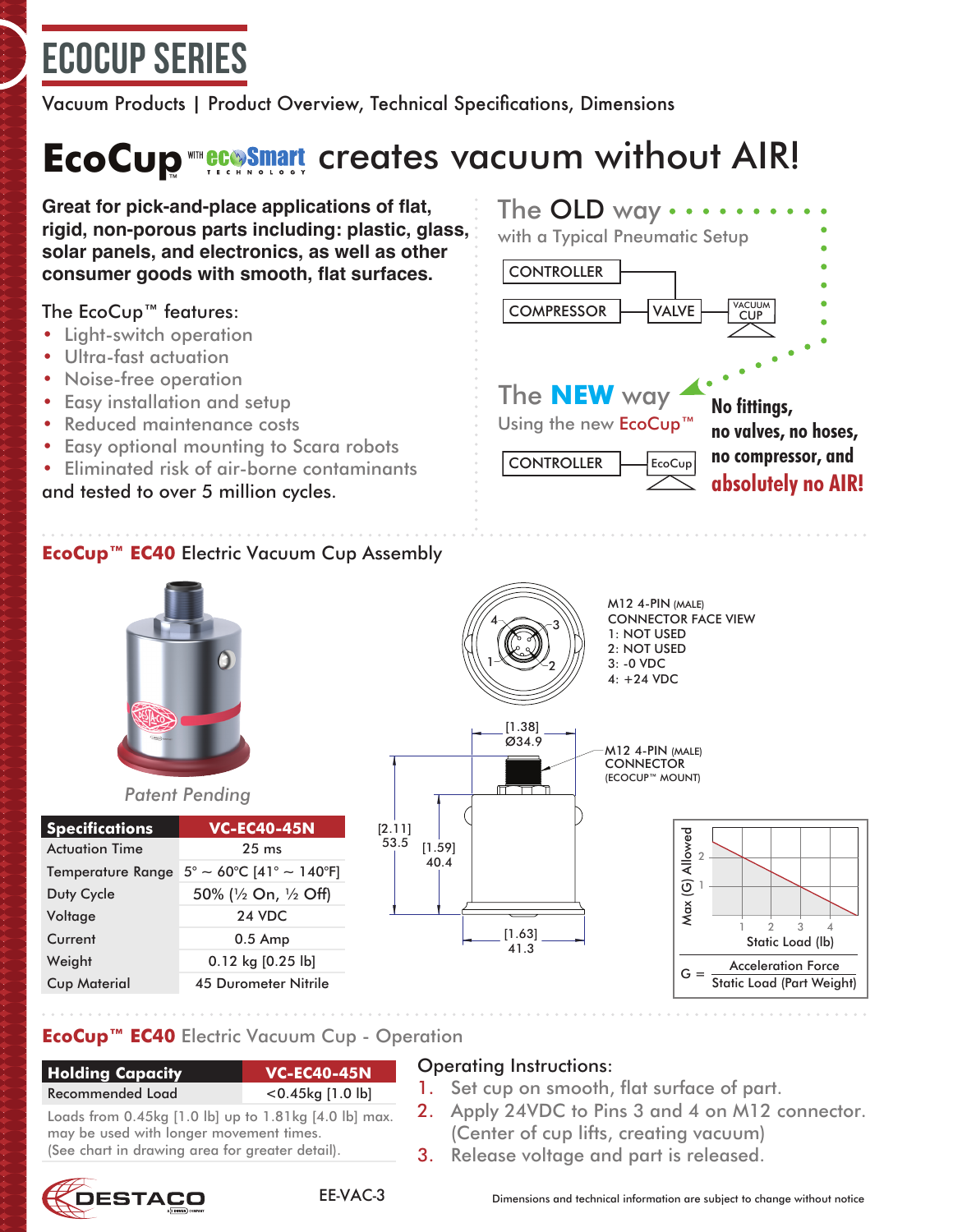# ECOCUP SERIES

Vacuum Products | Product Overview, Technical Specifications, Dimensions

# EcoCup™ with ecoSmart Technology creates vacuum without AIR!

**Great for pick-and-place applications of flat, rigid, non-porous parts including: plastic, glass, solar panels, and electronics, as well as other consumer goods with smooth, flat surfaces.**

The EcoCup™ features:

- Light-switch operation
- Ultra-fast actuation
- Noise-free operation
- Easy installation and setup
- Reduced maintenance costs
- Easy optional mounting to Scara robots
- Eliminated risk of air-borne contaminants

and tested to over 5 million cycles.

## The OLD way

with a Typical Pneumatic Setup

CONTROLLER — COMPRESSOR — VALVE — VACUUM CUP

## The NEW way

Using the new EcoCup™

CONTROLLER — EcoCup

**No fittings, no valves, no hoses, no compressor, and absolutely no AIR!**

## EcoCup™ EC40 Electric Vacuum Cup Assembly

*Patent Pending*

| Specifications | VC-EC40-45N |
|---|---|
| Actuation Time | 25 ms |
| Temperature Range | 5° ~ 60°C [41° ~ 140°F] |
| Duty Cycle | 50% (½ On, ½ Off) |
| Voltage | 24 VDC |
| Current | 0.5 Amp |
| Weight | 0.12 kg [0.25 lb] |
| Cup Material | 45 Durometer Nitrile |

M12 4-PIN (MALE) CONNECTOR FACE VIEW
1: NOT USED
2: NOT USED
3: -0 VDC
4: +24 VDC

M12 4-PIN (MALE) CONNECTOR (ECOCUP™ MOUNT)

Dimensions: [1.38] Ø34.9; [2.11] 53.5; [1.59] 40.4; [1.63] 41.3

Chart: Max (G) Allowed vs. Static Load (lb)

$$G = \frac{\text{Acceleration Force}}{\text{Static Load (Part Weight)}}$$

## EcoCup™ EC40 Electric Vacuum Cup - Operation

| Holding Capacity | VC-EC40-45N |
|---|---|
| Recommended Load | <0.45kg [1.0 lb] |

Loads from 0.45kg [1.0 lb] up to 1.81kg [4.0 lb] max. may be used with longer movement times. (See chart in drawing area for greater detail).

Operating Instructions:

1. Set cup on smooth, flat surface of part.
2. Apply 24VDC to Pins 3 and 4 on M12 connector. (Center of cup lifts, creating vacuum)
3. Release voltage and part is released.

DESTACO

EE-VAC-3

Dimensions and technical information are subject to change without notice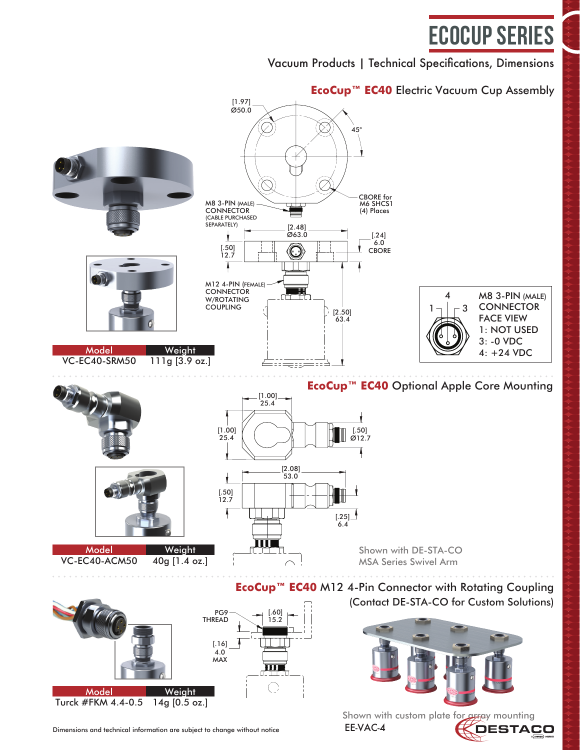# ECOCUP SERIES

Vacuum Products | Technical Specifications, Dimensions

## EcoCup™ EC40 Electric Vacuum Cup Assembly

[1.97]
Ø50.0

45°

M8 3-PIN (MALE) CONNECTOR (CABLE PURCHASED SEPARATELY)

CBORE for M6 SHCS1 (4) Places

[2.48]
Ø63.0

[.24]
6.0
CBORE

[.50]
12.7

M12 4-PIN (FEMALE) CONNECTOR W/ROTATING COUPLING

[2.50]
63.4

| Model | Weight |
| --- | --- |
| VC-EC40-SRM50 | 111g [3.9 oz.] |

M8 3-PIN (MALE) CONNECTOR FACE VIEW

1: NOT USED
3: -0 VDC
4: +24 VDC

## EcoCup™ EC40 Optional Apple Core Mounting

[1.00]
25.4

[1.00]
25.4

[.50]
Ø12.7

[2.08]
53.0

[.50]
12.7

[.25]
6.4

| Model | Weight |
| --- | --- |
| VC-EC40-ACM50 | 40g [1.4 oz.] |

Shown with DE-STA-CO MSA Series Swivel Arm

## EcoCup™ EC40 M12 4-Pin Connector with Rotating Coupling

(Contact DE-STA-CO for Custom Solutions)

PG9 THREAD

[.60]
15.2

[.16]
4.0
MAX

| Model | Weight |
| --- | --- |
| Turck #FKM 4.4-0.5 | 14g [0.5 oz.] |

Shown with custom plate for array mounting
EE-VAC-4

Dimensions and technical information are subject to change without notice